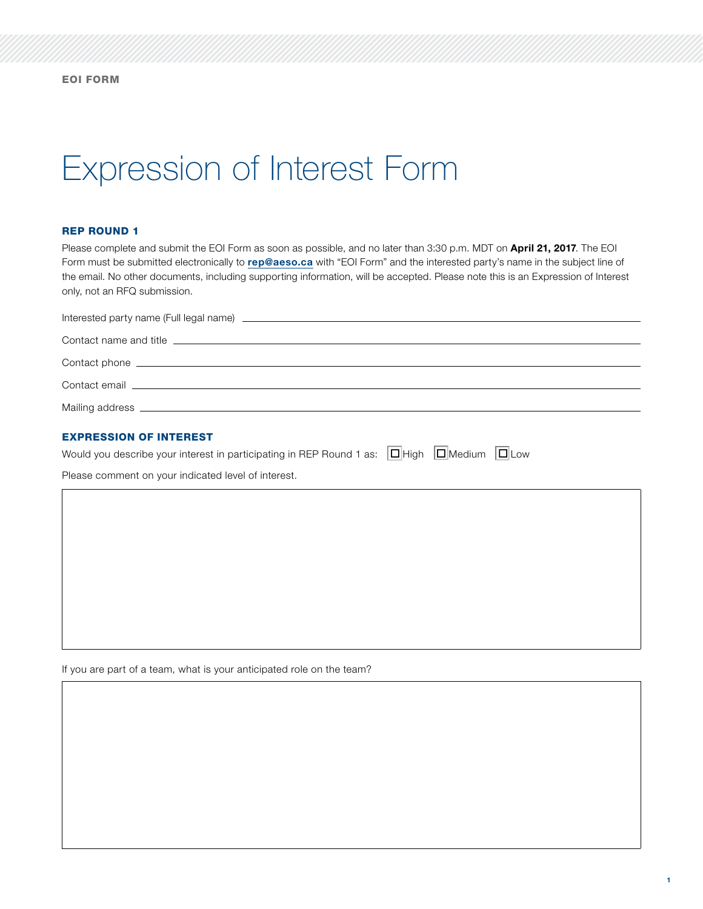EOI FORM

# Expression of Interest Form

## REP ROUND 1

Please complete and submit the EOI Form as soon as possible, and no later than 3:30 p.m. MDT on **April 21, 2017**. The EOI Form must be submitted electronically to **rep@aeso.ca** with "EOI Form" and the interested party's name in the subject line of the email. No other documents, including supporting information, will be accepted. Please note this is an Expression of Interest only, not an RFQ submission.

Interested party name (Full legal name) ______________________________

Contact name and title ______________________________

Contact phone ______________________________

Contact email ______________________________

Mailing address ______________________________

## EXPRESSION OF INTEREST

Would you describe your interest in participating in REP Round 1 as: ☐ High ☐ Medium ☐ Low

Please comment on your indicated level of interest.

If you are part of a team, what is your anticipated role on the team?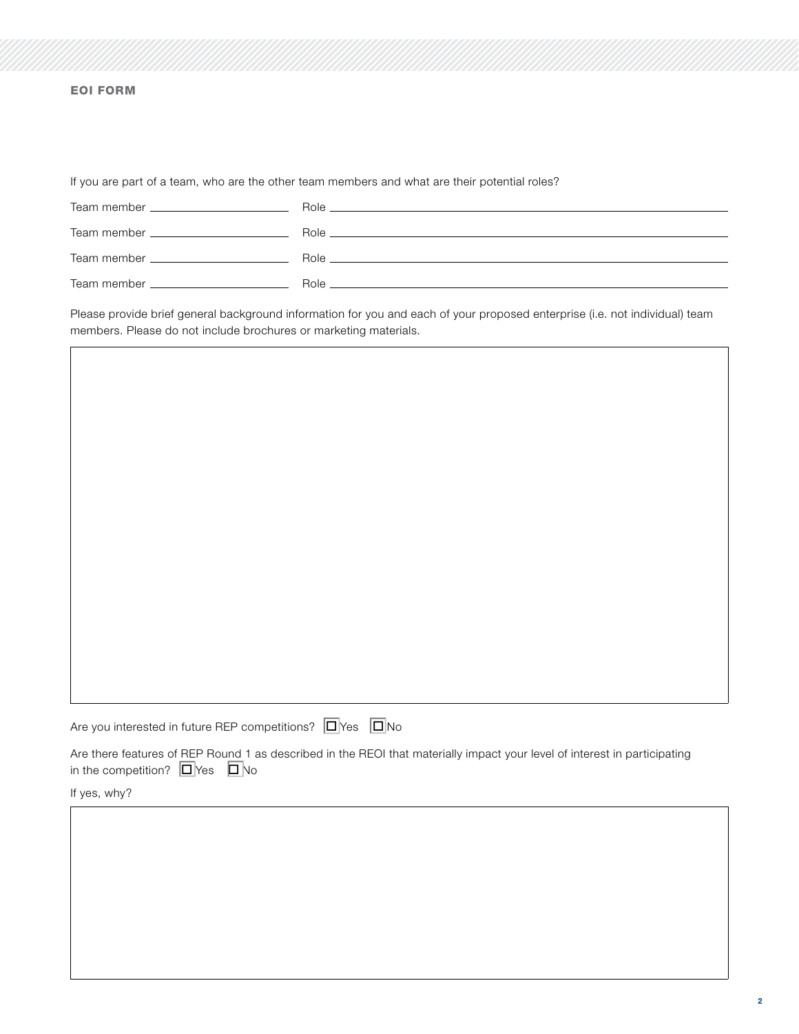**EOI FORM**

If you are part of a team, who are the other team members and what are their potential roles?

Team member \_\_\_\_\_\_\_\_\_\_\_\_\_\_\_\_\_\_\_\_ Role \_\_\_\_\_\_\_\_\_\_\_\_\_\_\_\_\_\_\_\_\_\_\_\_\_\_\_\_\_\_\_\_\_\_\_\_\_\_\_\_

Team member \_\_\_\_\_\_\_\_\_\_\_\_\_\_\_\_\_\_\_\_ Role \_\_\_\_\_\_\_\_\_\_\_\_\_\_\_\_\_\_\_\_\_\_\_\_\_\_\_\_\_\_\_\_\_\_\_\_\_\_\_\_

Team member \_\_\_\_\_\_\_\_\_\_\_\_\_\_\_\_\_\_\_\_ Role \_\_\_\_\_\_\_\_\_\_\_\_\_\_\_\_\_\_\_\_\_\_\_\_\_\_\_\_\_\_\_\_\_\_\_\_\_\_\_\_

Team member \_\_\_\_\_\_\_\_\_\_\_\_\_\_\_\_\_\_\_\_ Role \_\_\_\_\_\_\_\_\_\_\_\_\_\_\_\_\_\_\_\_\_\_\_\_\_\_\_\_\_\_\_\_\_\_\_\_\_\_\_\_

Please provide brief general background information for you and each of your proposed enterprise (i.e. not individual) team members. Please do not include brochures or marketing materials.

Are you interested in future REP competitions? ☐ Yes ☐ No

Are there features of REP Round 1 as described in the REOI that materially impact your level of interest in participating in the competition? ☐ Yes ☐ No

If yes, why?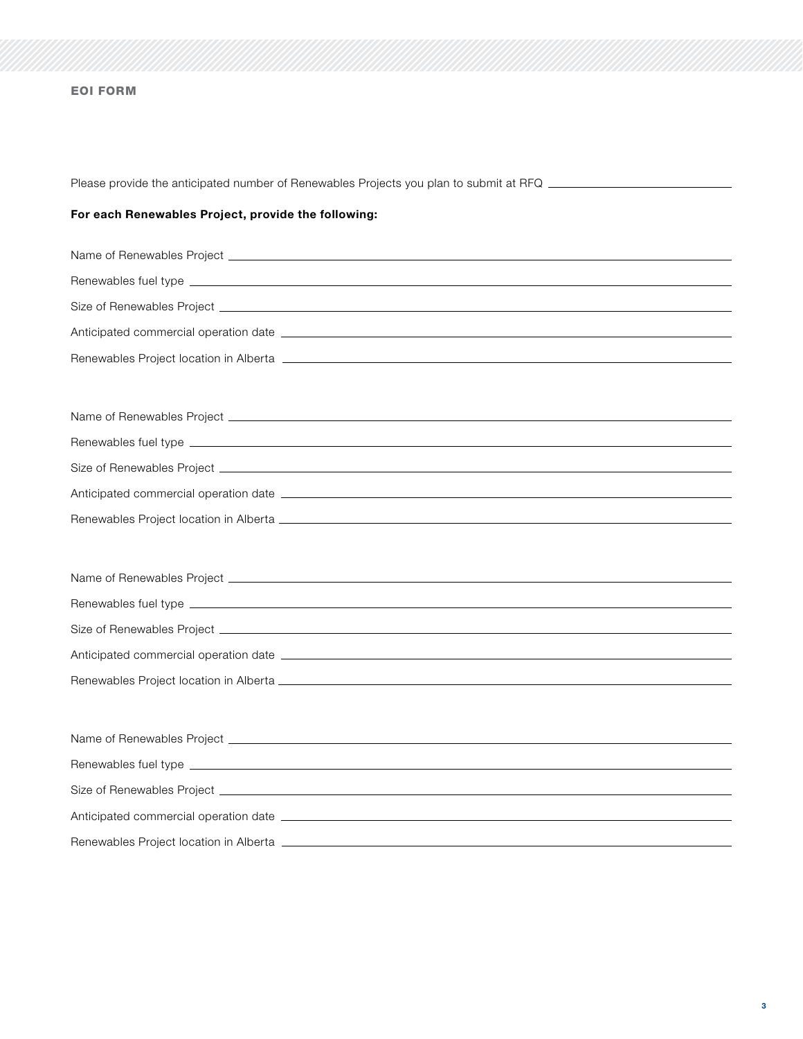## EOI FORM

Please provide the anticipated number of Renewables Projects you plan to submit at RFQ \_\_\_\_\_\_\_\_\_\_\_\_\_\_\_\_\_\_\_\_

**For each Renewables Project, provide the following:**

Name of Renewables Project \_\_\_\_\_\_\_\_\_\_\_\_\_\_\_\_\_\_\_\_

Renewables fuel type \_\_\_\_\_\_\_\_\_\_\_\_\_\_\_\_\_\_\_\_

Size of Renewables Project \_\_\_\_\_\_\_\_\_\_\_\_\_\_\_\_\_\_\_\_

Anticipated commercial operation date \_\_\_\_\_\_\_\_\_\_\_\_\_\_\_\_\_\_\_\_

Renewables Project location in Alberta \_\_\_\_\_\_\_\_\_\_\_\_\_\_\_\_\_\_\_\_

Name of Renewables Project \_\_\_\_\_\_\_\_\_\_\_\_\_\_\_\_\_\_\_\_

Renewables fuel type \_\_\_\_\_\_\_\_\_\_\_\_\_\_\_\_\_\_\_\_

Size of Renewables Project \_\_\_\_\_\_\_\_\_\_\_\_\_\_\_\_\_\_\_\_

Anticipated commercial operation date \_\_\_\_\_\_\_\_\_\_\_\_\_\_\_\_\_\_\_\_

Renewables Project location in Alberta \_\_\_\_\_\_\_\_\_\_\_\_\_\_\_\_\_\_\_\_

Name of Renewables Project \_\_\_\_\_\_\_\_\_\_\_\_\_\_\_\_\_\_\_\_

Renewables fuel type \_\_\_\_\_\_\_\_\_\_\_\_\_\_\_\_\_\_\_\_

Size of Renewables Project \_\_\_\_\_\_\_\_\_\_\_\_\_\_\_\_\_\_\_\_

Anticipated commercial operation date \_\_\_\_\_\_\_\_\_\_\_\_\_\_\_\_\_\_\_\_

Renewables Project location in Alberta \_\_\_\_\_\_\_\_\_\_\_\_\_\_\_\_\_\_\_\_

Name of Renewables Project \_\_\_\_\_\_\_\_\_\_\_\_\_\_\_\_\_\_\_\_

Renewables fuel type \_\_\_\_\_\_\_\_\_\_\_\_\_\_\_\_\_\_\_\_

Size of Renewables Project \_\_\_\_\_\_\_\_\_\_\_\_\_\_\_\_\_\_\_\_

Anticipated commercial operation date \_\_\_\_\_\_\_\_\_\_\_\_\_\_\_\_\_\_\_\_

Renewables Project location in Alberta \_\_\_\_\_\_\_\_\_\_\_\_\_\_\_\_\_\_\_\_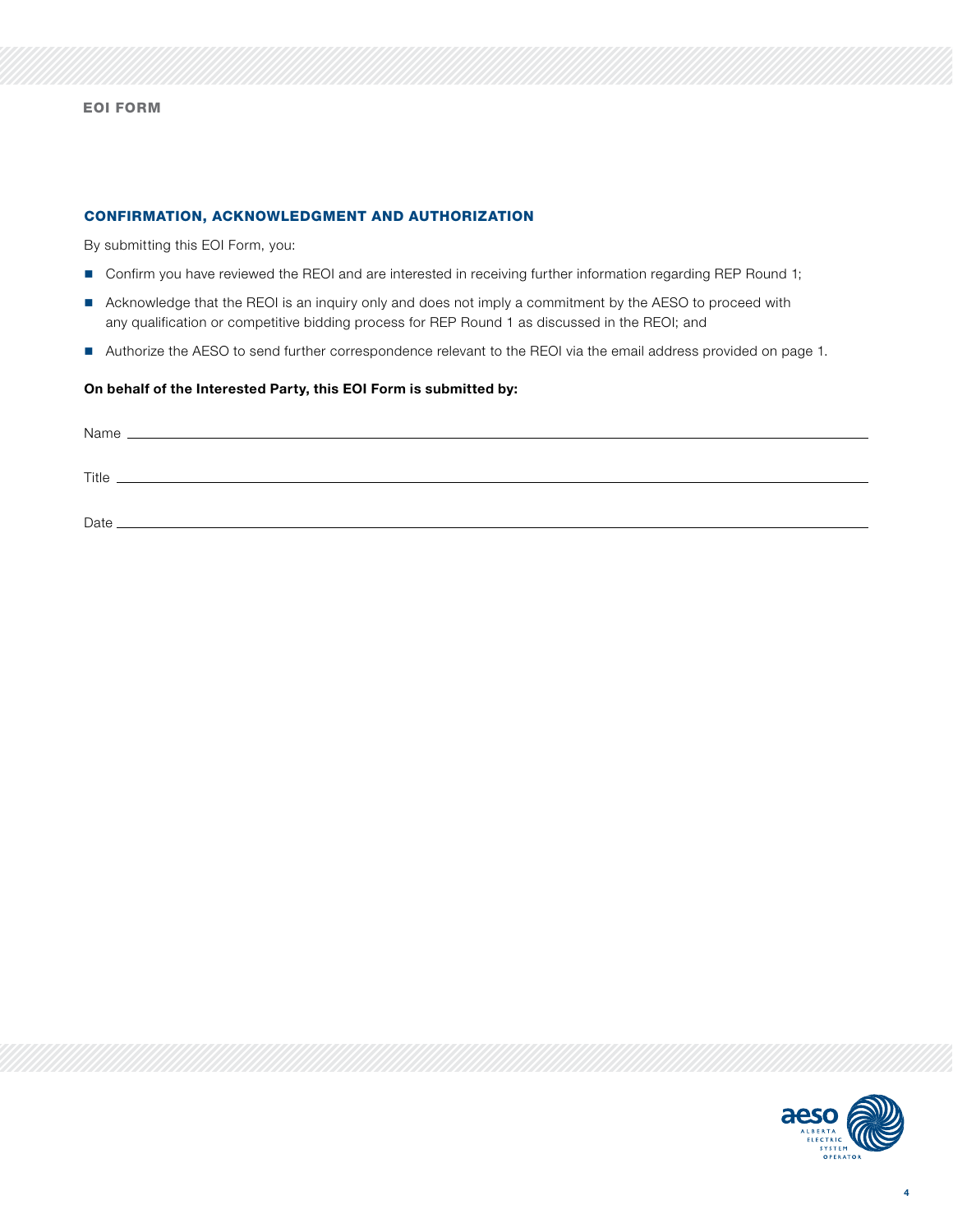## CONFIRMATION, ACKNOWLEDGMENT AND AUTHORIZATION

By submitting this EOI Form, you:

- Confirm you have reviewed the REOI and are interested in receiving further information regarding REP Round 1;
- Acknowledge that the REOI is an inquiry only and does not imply a commitment by the AESO to proceed with any qualification or competitive bidding process for REP Round 1 as discussed in the REOI; and
- Authorize the AESO to send further correspondence relevant to the REOI via the email address provided on page 1.

**On behalf of the Interested Party, this EOI Form is submitted by:**

Name ______________________________

Title ______________________________

Date ______________________________